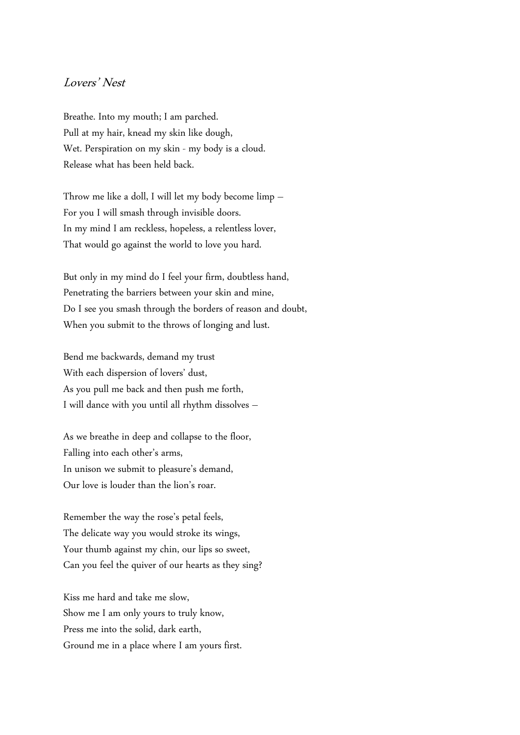*Lovers' Nest*

Breathe. Into my mouth; I am parched.
Pull at my hair, knead my skin like dough,
Wet. Perspiration on my skin - my body is a cloud.
Release what has been held back.

Throw me like a doll, I will let my body become limp –
For you I will smash through invisible doors.
In my mind I am reckless, hopeless, a relentless lover,
That would go against the world to love you hard.

But only in my mind do I feel your firm, doubtless hand,
Penetrating the barriers between your skin and mine,
Do I see you smash through the borders of reason and doubt,
When you submit to the throws of longing and lust.

Bend me backwards, demand my trust
With each dispersion of lovers' dust,
As you pull me back and then push me forth,
I will dance with you until all rhythm dissolves –

As we breathe in deep and collapse to the floor,
Falling into each other's arms,
In unison we submit to pleasure's demand,
Our love is louder than the lion's roar.

Remember the way the rose's petal feels,
The delicate way you would stroke its wings,
Your thumb against my chin, our lips so sweet,
Can you feel the quiver of our hearts as they sing?

Kiss me hard and take me slow,
Show me I am only yours to truly know,
Press me into the solid, dark earth,
Ground me in a place where I am yours first.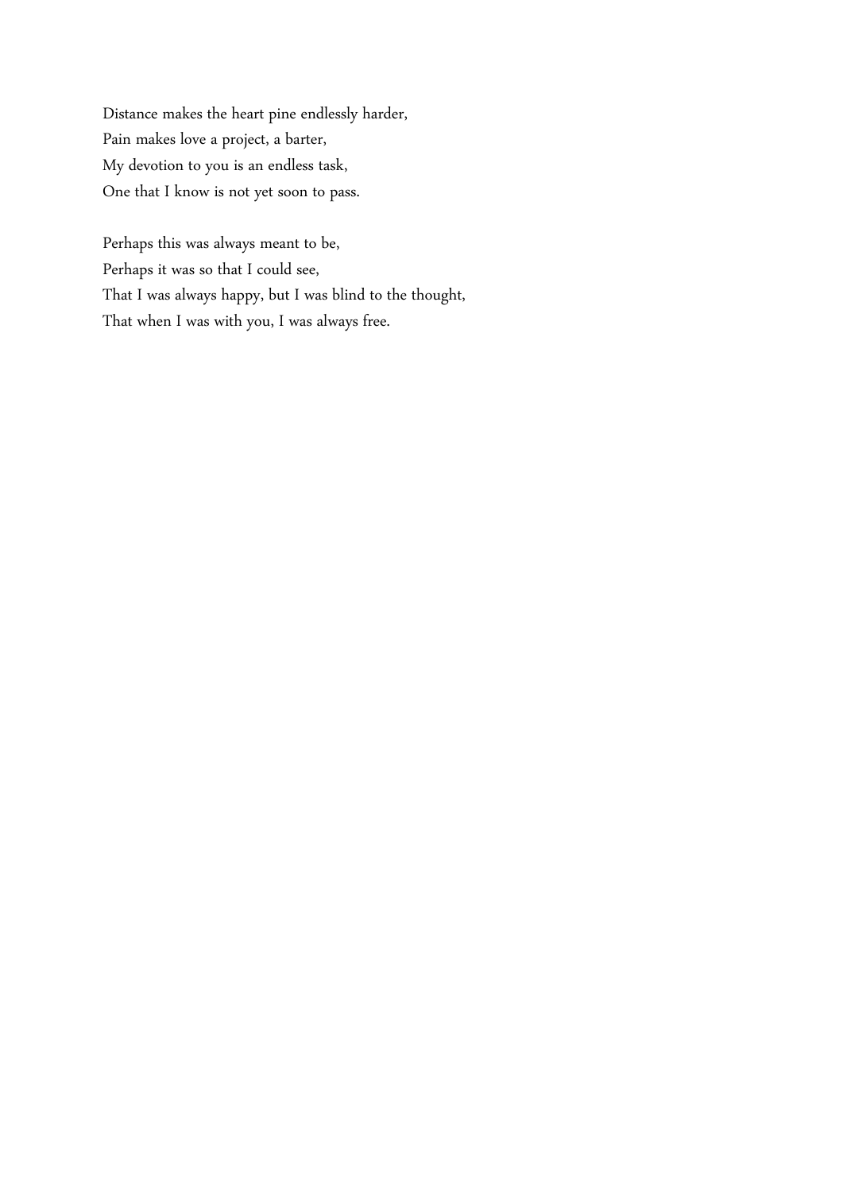Distance makes the heart pine endlessly harder,  
Pain makes love a project, a barter,  
My devotion to you is an endless task,  
One that I know is not yet soon to pass.

Perhaps this was always meant to be,  
Perhaps it was so that I could see,  
That I was always happy, but I was blind to the thought,  
That when I was with you, I was always free.